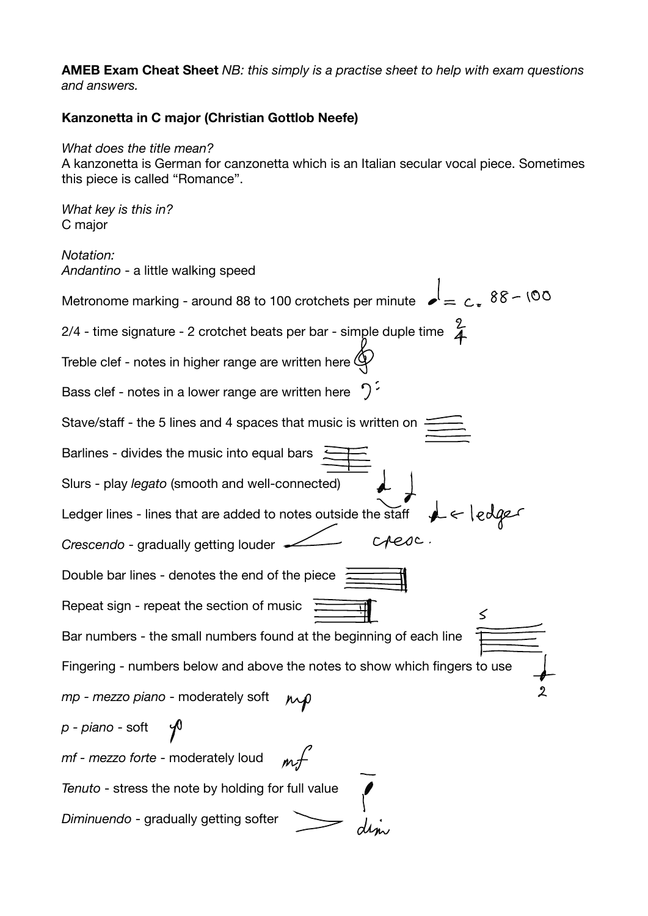**AMEB Exam Cheat Sheet** *NB: this simply is a practise sheet to help with exam questions and answers.*

**Kanzonetta in C major (Christian Gottlob Neefe)**

*What does the title mean?*
A kanzonetta is German for canzonetta which is an Italian secular vocal piece. Sometimes this piece is called "Romance".

*What key is this in?*
C major

*Notation:*
*Andantino* - a little walking speed

Metronome marking - around 88 to 100 crotchets per minute ♩= c. 88 - 100

2/4 - time signature - 2 crotchet beats per bar - simple duple time $\frac{2}{4}$

Treble clef - notes in higher range are written here 𝄞

Bass clef - notes in a lower range are written here 𝄢

Stave/staff - the 5 lines and 4 spaces that music is written on

Barlines - divides the music into equal bars

Slurs - play *legato* (smooth and well-connected)

Ledger lines - lines that are added to notes outside the staff ← ledger

*Crescendo* - gradually getting louder cresc.

Double bar lines - denotes the end of the piece

Repeat sign - repeat the section of music

Bar numbers - the small numbers found at the beginning of each line 5

Fingering - numbers below and above the notes to show which fingers to use 2

*mp - mezzo piano* - moderately soft *mp*

*p - piano* - soft *p*

*mf - mezzo forte* - moderately loud *mf*

*Tenuto* - stress the note by holding for full value

*Diminuendo* - gradually getting softer dim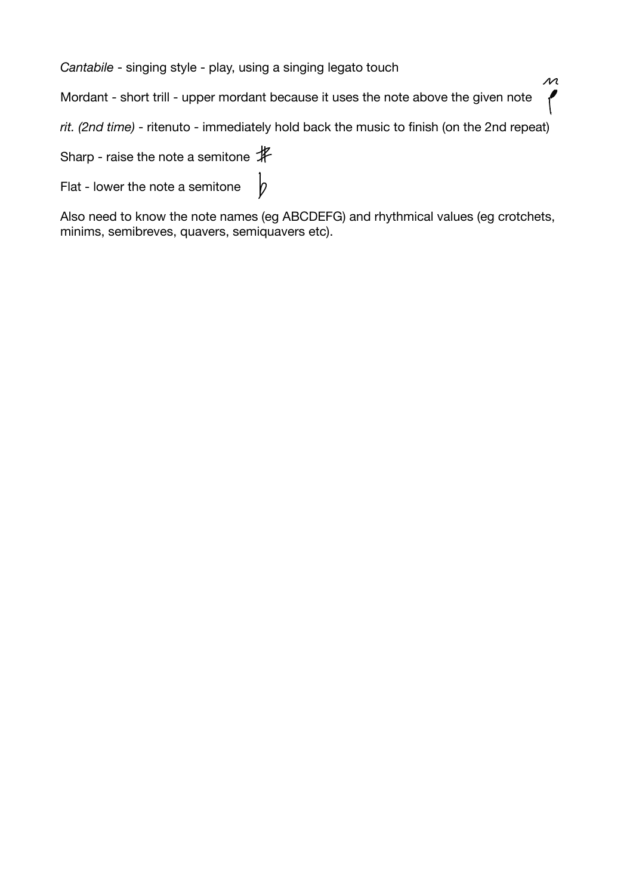*Cantabile* - singing style - play, using a singing legato touch

Mordant - short trill - upper mordant because it uses the note above the given note

*rit. (2nd time)* - ritenuto - immediately hold back the music to finish (on the 2nd repeat)

Sharp - raise the note a semitone

Flat - lower the note a semitone

Also need to know the note names (eg ABCDEFG) and rhythmical values (eg crotchets, minims, semibreves, quavers, semiquavers etc).